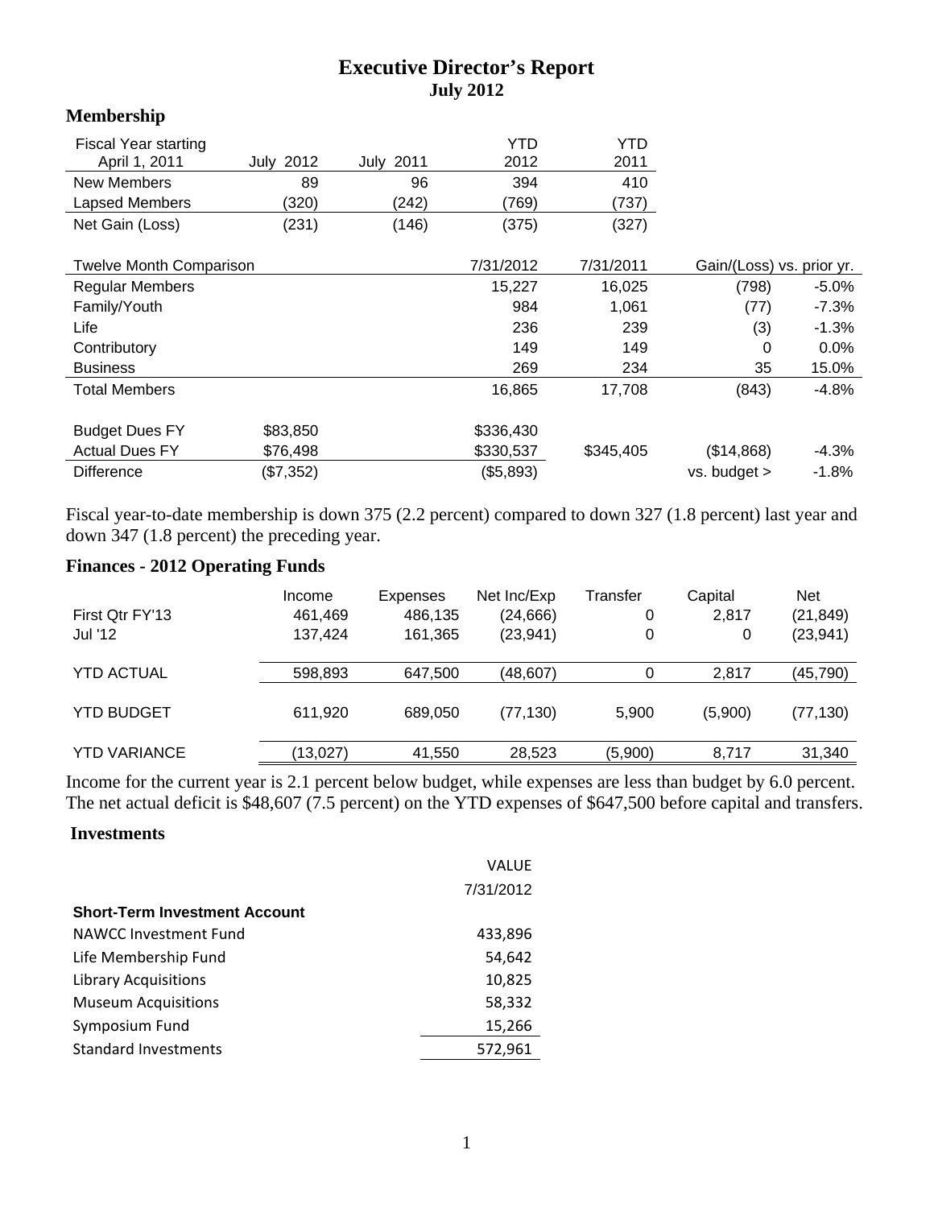# Executive Director's Report
## July 2012

### Membership

| Fiscal Year starting April 1, 2011 | July 2012 | July 2011 | YTD 2012 | YTD 2011 |
|---|---|---|---|---|
| New Members | 89 | 96 | 394 | 410 |
| Lapsed Members | (320) | (242) | (769) | (737) |
| Net Gain (Loss) | (231) | (146) | (375) | (327) |

| Twelve Month Comparison | | | 7/31/2012 | 7/31/2011 | Gain/(Loss) vs. prior yr. | |
|---|---|---|---|---|---|---|
| Regular Members | | | 15,227 | 16,025 | (798) | -5.0% |
| Family/Youth | | | 984 | 1,061 | (77) | -7.3% |
| Life | | | 236 | 239 | (3) | -1.3% |
| Contributory | | | 149 | 149 | 0 | 0.0% |
| Business | | | 269 | 234 | 35 | 15.0% |
| Total Members | | | 16,865 | 17,708 | (843) | -4.8% |
| | | | | | | |
| Budget Dues FY | $83,850 | | $336,430 | | | |
| Actual Dues FY | $76,498 | | $330,537 | $345,405 | ($14,868) | -4.3% |
| Difference | ($7,352) | | ($5,893) | | vs. budget > | -1.8% |

Fiscal year-to-date membership is down 375 (2.2 percent) compared to down 327 (1.8 percent) last year and down 347 (1.8 percent) the preceding year.

### Finances - 2012 Operating Funds

| | Income | Expenses | Net Inc/Exp | Transfer | Capital | Net |
|---|---|---|---|---|---|---|
| First Qtr FY'13 | 461,469 | 486,135 | (24,666) | 0 | 2,817 | (21,849) |
| Jul '12 | 137,424 | 161,365 | (23,941) | 0 | 0 | (23,941) |
| YTD ACTUAL | 598,893 | 647,500 | (48,607) | 0 | 2,817 | (45,790) |
| YTD BUDGET | 611,920 | 689,050 | (77,130) | 5,900 | (5,900) | (77,130) |
| YTD VARIANCE | (13,027) | 41,550 | 28,523 | (5,900) | 8,717 | 31,340 |

Income for the current year is 2.1 percent below budget, while expenses are less than budget by 6.0 percent. The net actual deficit is $48,607 (7.5 percent) on the YTD expenses of $647,500 before capital and transfers.

### Investments

| | VALUE 7/31/2012 |
|---|---|
| **Short-Term Investment Account** | |
| NAWCC Investment Fund | 433,896 |
| Life Membership Fund | 54,642 |
| Library Acquisitions | 10,825 |
| Museum Acquisitions | 58,332 |
| Symposium Fund | 15,266 |
| Standard Investments | 572,961 |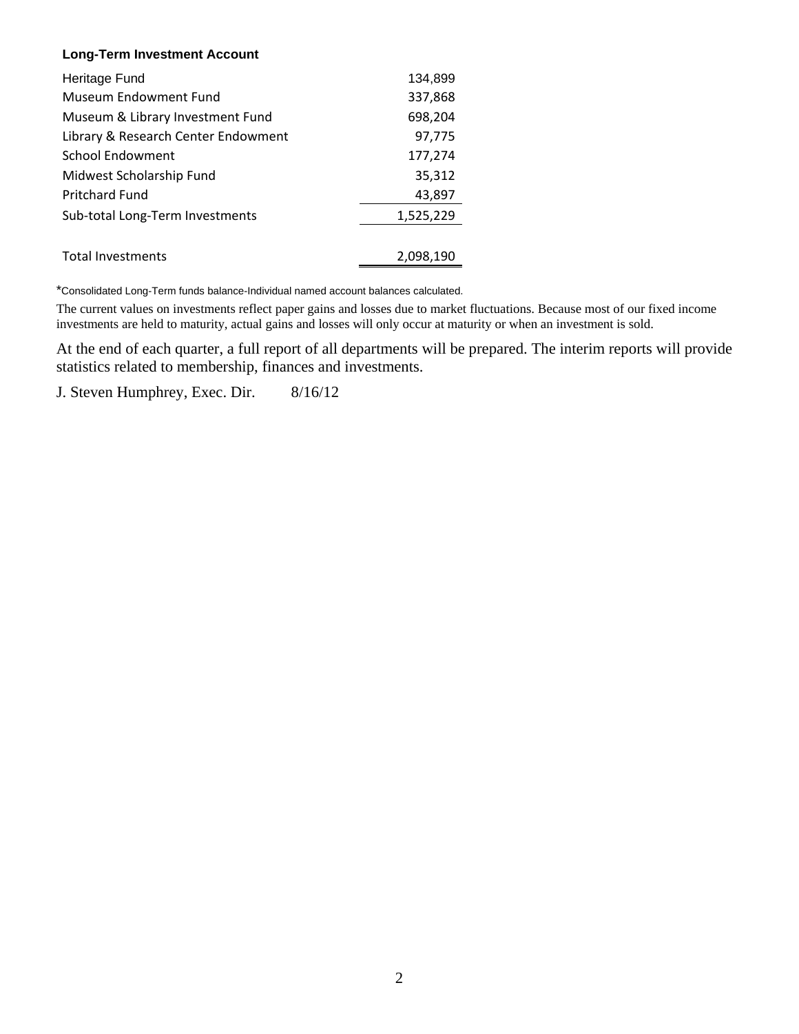**Long-Term Investment Account**

| | |
|---|---|
| Heritage Fund | 134,899 |
| Museum Endowment Fund | 337,868 |
| Museum & Library Investment Fund | 698,204 |
| Library & Research Center Endowment | 97,775 |
| School Endowment | 177,274 |
| Midwest Scholarship Fund | 35,312 |
| Pritchard Fund | 43,897 |
| Sub-total Long-Term Investments | 1,525,229 |
| | |
| Total Investments | 2,098,190 |

*Consolidated Long-Term funds balance-Individual named account balances calculated.

The current values on investments reflect paper gains and losses due to market fluctuations. Because most of our fixed income investments are held to maturity, actual gains and losses will only occur at maturity or when an investment is sold.

At the end of each quarter, a full report of all departments will be prepared. The interim reports will provide statistics related to membership, finances and investments.

J. Steven Humphrey, Exec. Dir. 8/16/12